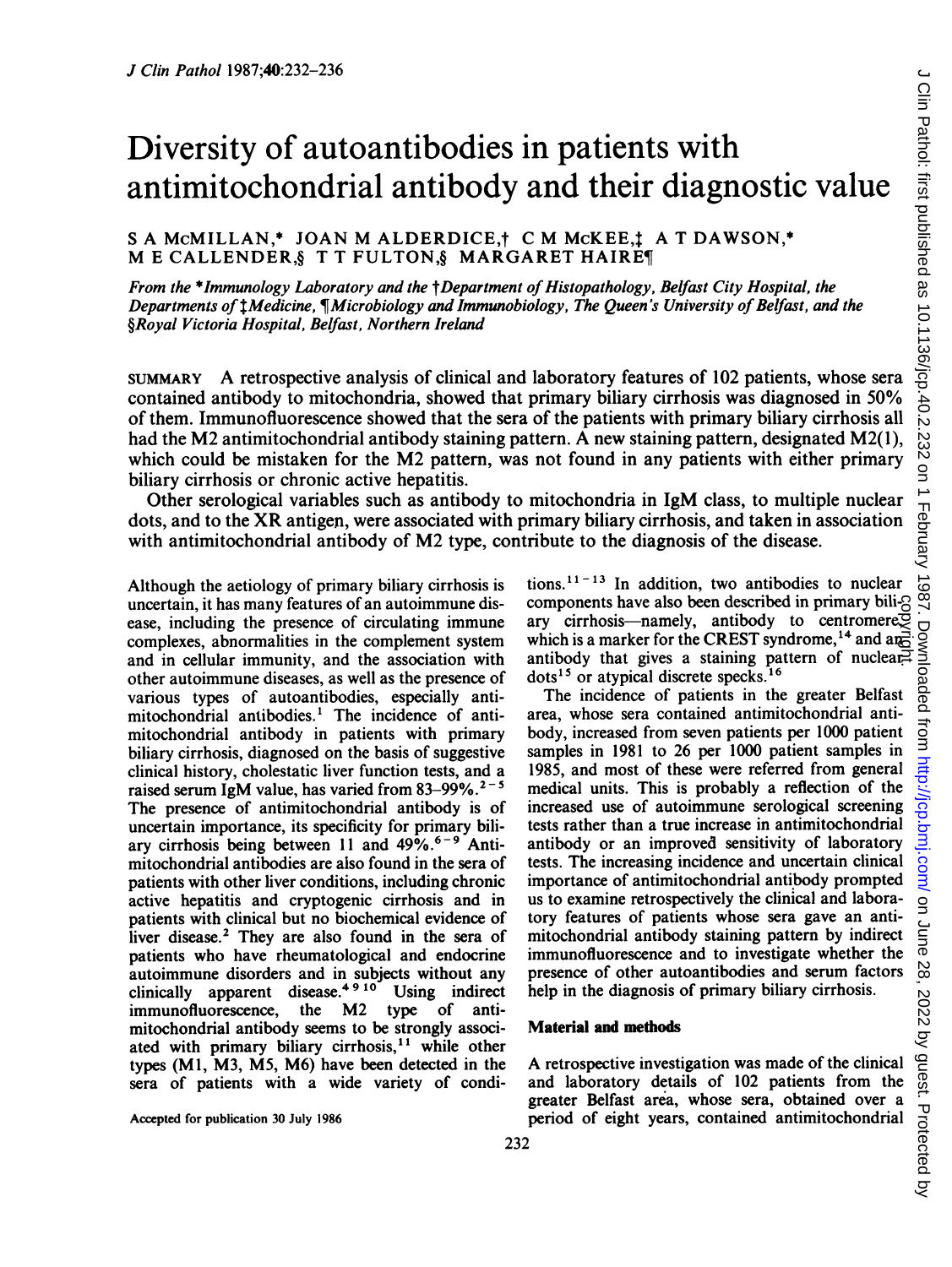# Diversity of autoantibodies in patients with antimitochondrial antibody and their diagnostic value

S A McMILLAN,* JOAN M ALDERDICE,† C M McKEE,‡ A T DAWSON,* M E CALLENDER,§ T T FULTON,§ MARGARET HAIRE¶

*From the \*Immunology Laboratory and the †Department of Histopathology, Belfast City Hospital, the Departments of ‡Medicine, ¶Microbiology and Immunobiology, The Queen's University of Belfast, and the §Royal Victoria Hospital, Belfast, Northern Ireland*

SUMMARY A retrospective analysis of clinical and laboratory features of 102 patients, whose sera contained antibody to mitochondria, showed that primary biliary cirrhosis was diagnosed in 50% of them. Immunofluorescence showed that the sera of the patients with primary biliary cirrhosis all had the M2 antimitochondrial antibody staining pattern. A new staining pattern, designated M2(1), which could be mistaken for the M2 pattern, was not found in any patients with either primary biliary cirrhosis or chronic active hepatitis.

Other serological variables such as antibody to mitochondria in IgM class, to multiple nuclear dots, and to the XR antigen, were associated with primary biliary cirrhosis, and taken in association with antimitochondrial antibody of M2 type, contribute to the diagnosis of the disease.

Although the aetiology of primary biliary cirrhosis is uncertain, it has many features of an autoimmune disease, including the presence of circulating immune complexes, abnormalities in the complement system and in cellular immunity, and the association with other autoimmune diseases, as well as the presence of various types of autoantibodies, especially antimitochondrial antibodies.[1] The incidence of antimitochondrial antibody in patients with primary biliary cirrhosis, diagnosed on the basis of suggestive clinical history, cholestatic liver function tests, and a raised serum IgM value, has varied from 83–99%.[2–5] The presence of antimitochondrial antibody is of uncertain importance, its specificity for primary biliary cirrhosis being between 11 and 49%.[6–9] Antimitochondrial antibodies are also found in the sera of patients with other liver conditions, including chronic active hepatitis and cryptogenic cirrhosis and in patients with clinical but no biochemical evidence of liver disease.[2] They are also found in the sera of patients who have rheumatological and endocrine autoimmune disorders and in subjects without any clinically apparent disease.[4 9 10] Using indirect immunofluorescence, the M2 type of antimitochondrial antibody seems to be strongly associated with primary biliary cirrhosis,[11] while other types (M1, M3, M5, M6) have been detected in the sera of patients with a wide variety of conditions.[11–13] In addition, two antibodies to nuclear components have also been described in primary biliary cirrhosis—namely, antibody to centromere,[14] which is a marker for the CREST syndrome,[14] and an antibody that gives a staining pattern of nuclear dots[15] or atypical discrete specks.[16]

The incidence of patients in the greater Belfast area, whose sera contained antimitochondrial antibody, increased from seven patients per 1000 patient samples in 1981 to 26 per 1000 patient samples in 1985, and most of these were referred from general medical units. This is probably a reflection of the increased use of autoimmune serological screening tests rather than a true increase in antimitochondrial antibody or an improved sensitivity of laboratory tests. The increasing incidence and uncertain clinical importance of antimitochondrial antibody prompted us to examine retrospectively the clinical and laboratory features of patients whose sera gave an antimitochondrial antibody staining pattern by indirect immunofluorescence and to investigate whether the presence of other autoantibodies and serum factors help in the diagnosis of primary biliary cirrhosis.

## Material and methods

A retrospective investigation was made of the clinical and laboratory details of 102 patients from the greater Belfast area, whose sera, obtained over a period of eight years, contained antimitochondrial

Accepted for publication 30 July 1986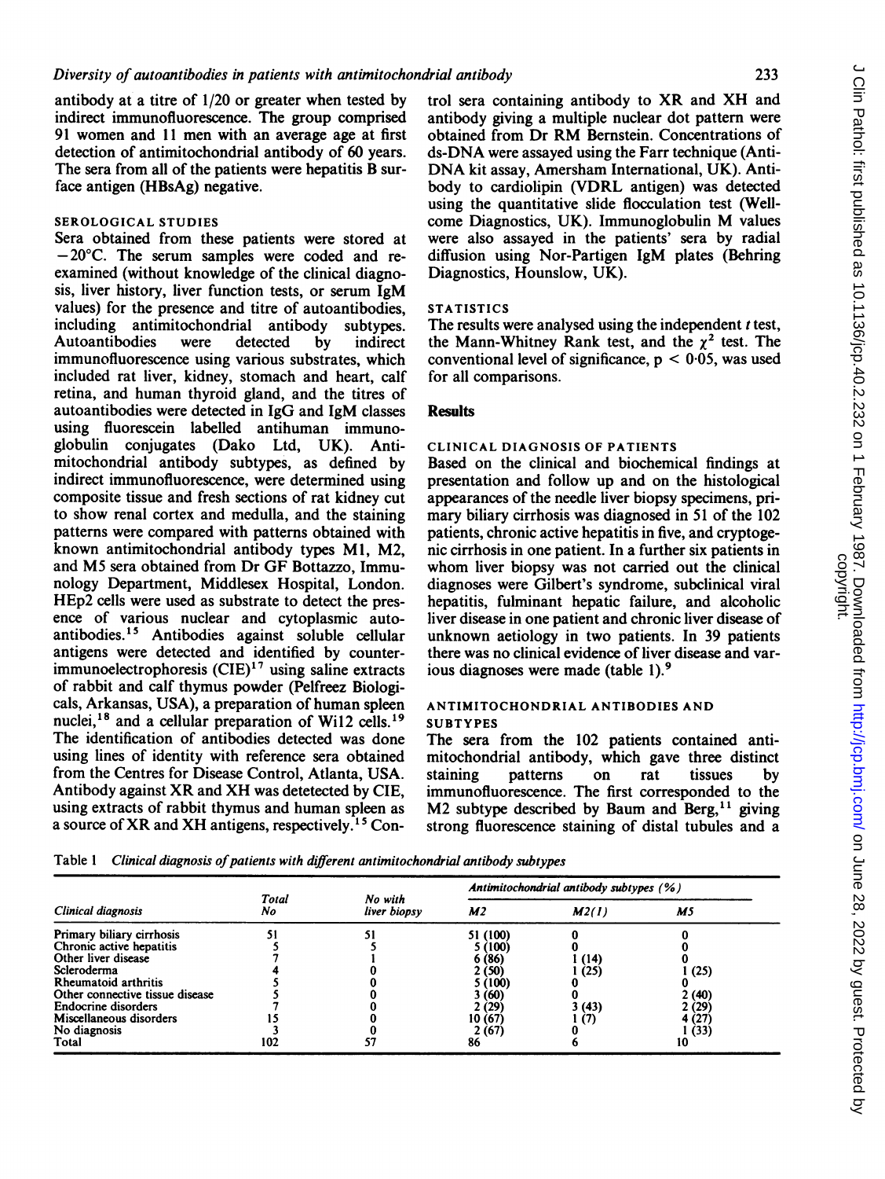antibody at a titre of 1/20 or greater when tested by indirect immunofluorescence. The group comprised 91 women and 11 men with an average age at first detection of antimitochondrial antibody of 60 years. The sera from all of the patients were hepatitis B surface antigen (HBsAg) negative.

### SEROLOGICAL STUDIES

Sera obtained from these patients were stored at −20°C. The serum samples were coded and reexamined (without knowledge of the clinical diagnosis, liver history, liver function tests, or serum IgM values) for the presence and titre of autoantibodies, including antimitochondrial antibody subtypes. Autoantibodies were detected by indirect immunofluorescence using various substrates, which included rat liver, kidney, stomach and heart, calf retina, and human thyroid gland, and the titres of autoantibodies were detected in IgG and IgM classes using fluorescein labelled antihuman immunoglobulin conjugates (Dako Ltd, UK). Antimitochondrial antibody subtypes, as defined by indirect immunofluorescence, were determined using composite tissue and fresh sections of rat kidney cut to show renal cortex and medulla, and the staining patterns were compared with patterns obtained with known antimitochondrial antibody types M1, M2, and M5 sera obtained from Dr GF Bottazzo, Immunology Department, Middlesex Hospital, London. HEp2 cells were used as substrate to detect the presence of various nuclear and cytoplasmic autoantibodies.[15] Antibodies against soluble cellular antigens were detected and identified by counterimmunoelectrophoresis (CIE)[17] using saline extracts of rabbit and calf thymus powder (Pelfreez Biologicals, Arkansas, USA), a preparation of human spleen nuclei,[18] and a cellular preparation of Wil2 cells.[19] The identification of antibodies detected was done using lines of identity with reference sera obtained from the Centres for Disease Control, Atlanta, USA. Antibody against XR and XH was detetected by CIE, using extracts of rabbit thymus and human spleen as a source of XR and XH antigens, respectively.[15] Control sera containing antibody to XR and XH and antibody giving a multiple nuclear dot pattern were obtained from Dr RM Bernstein. Concentrations of ds-DNA were assayed using the Farr technique (Anti-DNA kit assay, Amersham International, UK). Antibody to cardiolipin (VDRL antigen) was detected using the quantitative slide flocculation test (Wellcome Diagnostics, UK). Immunoglobulin M values were also assayed in the patients' sera by radial diffusion using Nor-Partigen IgM plates (Behring Diagnostics, Hounslow, UK).

### STATISTICS

The results were analysed using the independent $t$ test, the Mann-Whitney Rank test, and the $\chi^2$ test. The conventional level of significance, $p < 0.05$, was used for all comparisons.

## Results

### CLINICAL DIAGNOSIS OF PATIENTS

Based on the clinical and biochemical findings at presentation and follow up and on the histological appearances of the needle liver biopsy specimens, primary biliary cirrhosis was diagnosed in 51 of the 102 patients, chronic active hepatitis in five, and cryptogenic cirrhosis in one patient. In a further six patients in whom liver biopsy was not carried out the clinical diagnoses were Gilbert's syndrome, subclinical viral hepatitis, fulminant hepatic failure, and alcoholic liver disease in one patient and chronic liver disease of unknown aetiology in two patients. In 39 patients there was no clinical evidence of liver disease and various diagnoses were made (table 1).[9]

### ANTIMITOCHONDRIAL ANTIBODIES AND SUBTYPES

The sera from the 102 patients contained antimitochondrial antibody, which gave three distinct staining patterns on rat tissues by immunofluorescence. The first corresponded to the M2 subtype described by Baum and Berg,[11] giving strong fluorescence staining of distal tubules and a

Table 1 *Clinical diagnosis of patients with different antimitochondrial antibody subtypes*

| Clinical diagnosis | Total No | No with liver biopsy | Antimitochondrial antibody subtypes (%) | | |
|---|---|---|---|---|---|
| | | | M2 | M2(1) | M5 |
| Primary biliary cirrhosis | 51 | 51 | 51 (100) | 0 | 0 |
| Chronic active hepatitis | 5 | 5 | 5 (100) | 0 | 0 |
| Other liver disease | 7 | 1 | 6 (86) | 1 (14) | 0 |
| Scleroderma | 4 | 0 | 2 (50) | 1 (25) | 1 (25) |
| Rheumatoid arthritis | 5 | 0 | 5 (100) | 0 | 0 |
| Other connective tissue disease | 5 | 0 | 3 (60) | 0 | 2 (40) |
| Endocrine disorders | 7 | 0 | 2 (29) | 3 (43) | 2 (29) |
| Miscellaneous disorders | 15 | 0 | 10 (67) | 1 (7) | 4 (27) |
| No diagnosis | 3 | 0 | 2 (67) | 0 | 1 (33) |
| Total | 102 | 57 | 86 | 6 | 10 |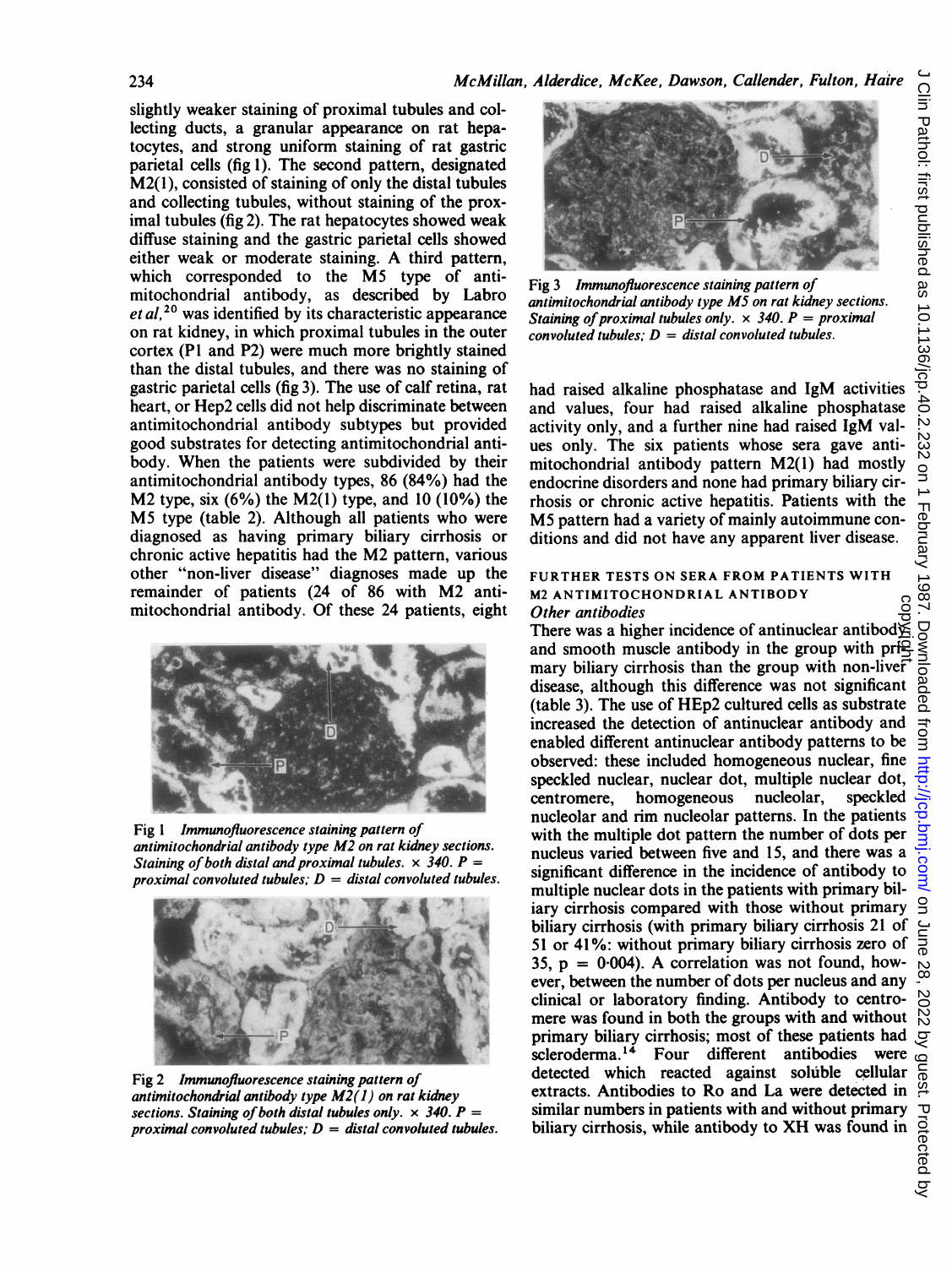slightly weaker staining of proximal tubules and collecting ducts, a granular appearance on rat hepatocytes, and strong uniform staining of rat gastric parietal cells (fig 1). The second pattern, designated M2(1), consisted of staining of only the distal tubules and collecting tubules, without staining of the proximal tubules (fig 2). The rat hepatocytes showed weak diffuse staining and the gastric parietal cells showed either weak or moderate staining. A third pattern, which corresponded to the M5 type of antimitochondrial antibody, as described by Labro *et al*,[20] was identified by its characteristic appearance on rat kidney, in which proximal tubules in the outer cortex (P1 and P2) were much more brightly stained than the distal tubules, and there was no staining of gastric parietal cells (fig 3). The use of calf retina, rat heart, or Hep2 cells did not help discriminate between antimitochondrial antibody subtypes but provided good substrates for detecting antimitochondrial antibody. When the patients were subdivided by their antimitochondrial antibody types, 86 (84%) had the M2 type, six (6%) the M2(1) type, and 10 (10%) the M5 type (table 2). Although all patients who were diagnosed as having primary biliary cirrhosis or chronic active hepatitis had the M2 pattern, various other "non-liver disease" diagnoses made up the remainder of patients (24 of 86 with M2 antimitochondrial antibody. Of these 24 patients, eight had raised alkaline phosphatase and IgM activities and values, four had raised alkaline phosphatase activity only, and a further nine had raised IgM values only. The six patients whose sera gave antimitochondrial antibody pattern M2(1) had mostly endocrine disorders and none had primary biliary cirrhosis or chronic active hepatitis. Patients with the M5 pattern had a variety of mainly autoimmune conditions and did not have any apparent liver disease.

*Fig 1 Immunofluorescence staining pattern of antimitochondrial antibody type M2 on rat kidney sections. Staining of both distal and proximal tubules. × 340. P = proximal convoluted tubules; D = distal convoluted tubules.*

*Fig 2 Immunofluorescence staining pattern of antimitochondrial antibody type M2(1) on rat kidney sections. Staining of both distal tubules only. × 340. P = proximal convoluted tubules; D = distal convoluted tubules.*

*Fig 3 Immunofluorescence staining pattern of antimitochondrial antibody type M5 on rat kidney sections. Staining of proximal tubules only. × 340. P = proximal convoluted tubules; D = distal convoluted tubules.*

## FURTHER TESTS ON SERA FROM PATIENTS WITH M2 ANTIMITOCHONDRIAL ANTIBODY

### *Other antibodies*

There was a higher incidence of antinuclear antibody and smooth muscle antibody in the group with primary biliary cirrhosis than the group with non-liver disease, although this difference was not significant (table 3). The use of HEp2 cultured cells as substrate increased the detection of antinuclear antibody and enabled different antinuclear antibody patterns to be observed: these included homogeneous nuclear, fine speckled nuclear, nuclear dot, multiple nuclear dot, centromere, homogeneous nucleolar, speckled nucleolar and rim nucleolar patterns. In the patients with the multiple dot pattern the number of dots per nucleus varied between five and 15, and there was a significant difference in the incidence of antibody to multiple nuclear dots in the patients with primary biliary cirrhosis compared with those without primary biliary cirrhosis (with primary biliary cirrhosis 21 of 51 or 41%: without primary biliary cirrhosis zero of 35, p = 0·004). A correlation was not found, however, between the number of dots per nucleus and any clinical or laboratory finding. Antibody to centromere was found in both the groups with and without primary biliary cirrhosis; most of these patients had scleroderma.[14] Four different antibodies were detected which reacted against soluble cellular extracts. Antibodies to Ro and La were detected in similar numbers in patients with and without primary biliary cirrhosis, while antibody to XH was found in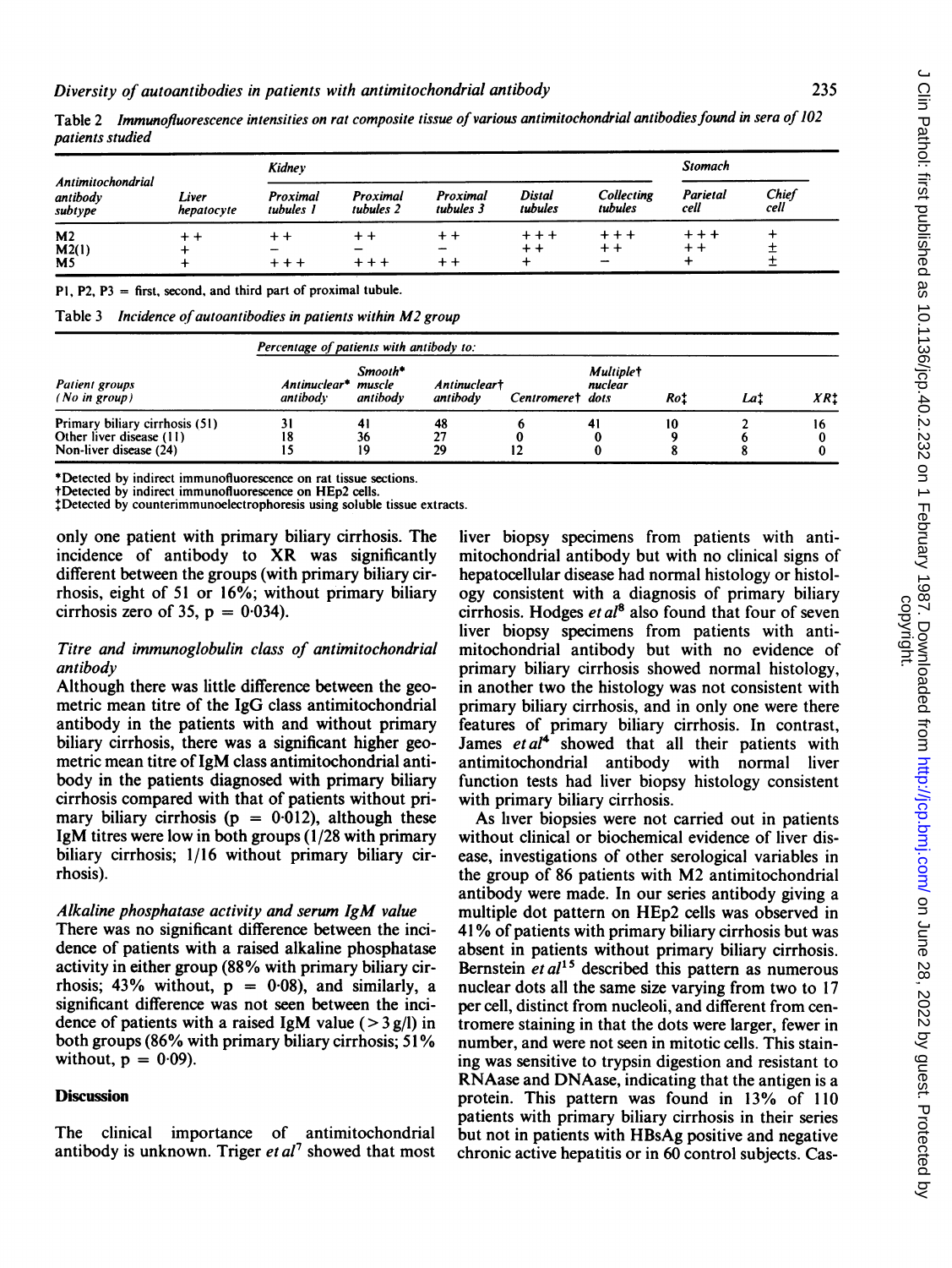Table 2 *Immunofluorescence intensities on rat composite tissue of various antimitochondrial antibodies found in sera of 102 patients studied*

| Antimitochondrial antibody subtype | Liver hepatocyte | Kidney | | | | | Stomach | |
|---|---|---|---|---|---|---|---|---|
| | | Proximal tubules 1 | Proximal tubules 2 | Proximal tubules 3 | Distal tubules | Collecting tubules | Parietal cell | Chief cell |
| M2 | + + | + + | + + | + + | + + + | + + + | + + + | + |
| M2(1) | + | − | − | − | + + | + + | + + | ± |
| M5 | + | + + + | + + + | + + | + | − | + | ± |

P1, P2, P3 = first, second, and third part of proximal tubule.

Table 3 *Incidence of autoantibodies in patients within M2 group*

| Patient groups (No in group) | Percentage of patients with antibody to: | | | | | | | |
|---|---|---|---|---|---|---|---|---|
| | Antinuclear* antibody | Smooth* muscle antibody | Antinuclear† antibody | Centromere† | Multiple† nuclear dots | Ro‡ | La‡ | XR‡ |
| Primary biliary cirrhosis (51) | 31 | 41 | 48 | 6 | 41 | 10 | 2 | 16 |
| Other liver disease (11) | 18 | 36 | 27 | 0 | 0 | 9 | 6 | 0 |
| Non-liver disease (24) | 15 | 19 | 29 | 12 | 0 | 8 | 8 | 0 |

*Detected by indirect immunofluorescence on rat tissue sections.
†Detected by indirect immunofluorescence on HEp2 cells.
‡Detected by counterimmunoelectrophoresis using soluble tissue extracts.

only one patient with primary biliary cirrhosis. The incidence of antibody to XR was significantly different between the groups (with primary biliary cirrhosis, eight of 51 or 16%; without primary biliary cirrhosis zero of 35, $p = 0.034$).

### *Titre and immunoglobulin class of antimitochondrial antibody*

Although there was little difference between the geometric mean titre of the IgG class antimitochondrial antibody in the patients with and without primary biliary cirrhosis, there was a significant higher geometric mean titre of IgM class antimitochondrial antibody in the patients diagnosed with primary biliary cirrhosis compared with that of patients without primary biliary cirrhosis ($p = 0.012$), although these IgM titres were low in both groups (1/28 with primary biliary cirrhosis; 1/16 without primary biliary cirrhosis).

### *Alkaline phosphatase activity and serum IgM value*

There was no significant difference between the incidence of patients with a raised alkaline phosphatase activity in either group (88% with primary biliary cirrhosis; 43% without, $p = 0.08$), and similarly, a significant difference was not seen between the incidence of patients with a raised IgM value (> 3 g/l) in both groups (86% with primary biliary cirrhosis; 51% without, $p = 0.09$).

## Discussion

The clinical importance of antimitochondrial antibody is unknown. Triger *et al*[7] showed that most liver biopsy specimens from patients with antimitochondrial antibody but with no clinical signs of hepatocellular disease had normal histology or histology consistent with a diagnosis of primary biliary cirrhosis. Hodges *et al*[8] also found that four of seven liver biopsy specimens from patients with antimitochondrial antibody but with no evidence of primary biliary cirrhosis showed normal histology, in another two the histology was not consistent with primary biliary cirrhosis, and in only one were there features of primary biliary cirrhosis. In contrast, James *et al*[4] showed that all their patients with antimitochondrial antibody with normal liver function tests had liver biopsy histology consistent with primary biliary cirrhosis.

As liver biopsies were not carried out in patients without clinical or biochemical evidence of liver disease, investigations of other serological variables in the group of 86 patients with M2 antimitochondrial antibody were made. In our series antibody giving a multiple dot pattern on HEp2 cells was observed in 41% of patients with primary biliary cirrhosis but was absent in patients without primary biliary cirrhosis. Bernstein *et al*[15] described this pattern as numerous nuclear dots all the same size varying from two to 17 per cell, distinct from nucleoli, and different from centromere staining in that the dots were larger, fewer in number, and were not seen in mitotic cells. This staining was sensitive to trypsin digestion and resistant to RNAase and DNAase, indicating that the antigen is a protein. This pattern was found in 13% of 110 patients with primary biliary cirrhosis in their series but not in patients with HBsAg positive and negative chronic active hepatitis or in 60 control subjects. Cas-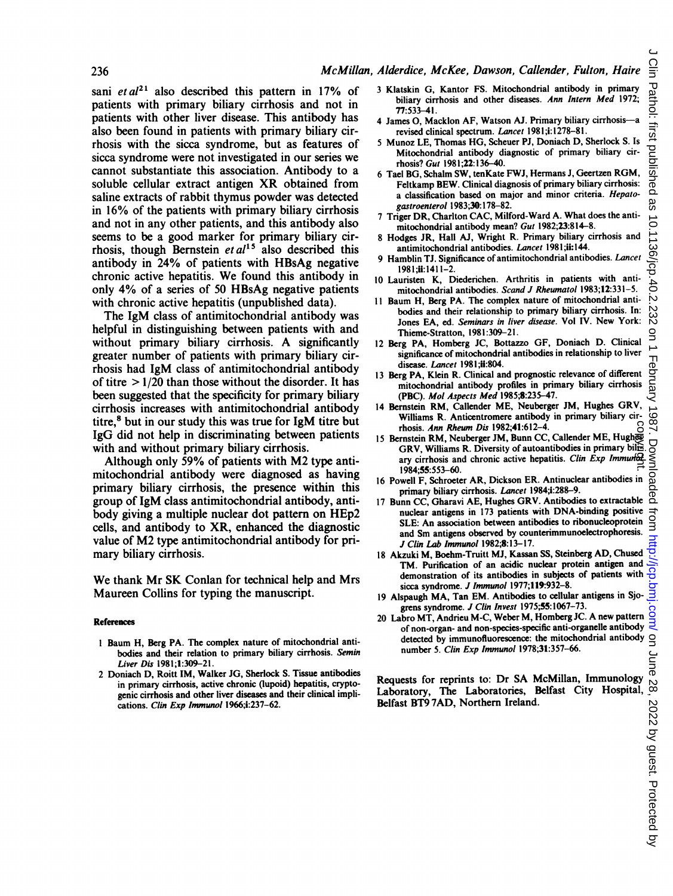sani *et al*[21] also described this pattern in 17% of patients with primary biliary cirrhosis and not in patients with other liver disease. This antibody has also been found in patients with primary biliary cirrhosis with the sicca syndrome, but as features of sicca syndrome were not investigated in our series we cannot substantiate this association. Antibody to a soluble cellular extract antigen XR obtained from saline extracts of rabbit thymus powder was detected in 16% of the patients with primary biliary cirrhosis and not in any other patients, and this antibody also seems to be a good marker for primary biliary cirrhosis, though Bernstein *et al*[15] also described this antibody in 24% of patients with HBsAg negative chronic active hepatitis. We found this antibody in only 4% of a series of 50 HBsAg negative patients with chronic active hepatitis (unpublished data).

The IgM class of antimitochondrial antibody was helpful in distinguishing between patients with and without primary biliary cirrhosis. A significantly greater number of patients with primary biliary cirrhosis had IgM class of antimitochondrial antibody of titre > 1/20 than those without the disorder. It has been suggested that the specificity for primary biliary cirrhosis increases with antimitochondrial antibody titre,[8] but in our study this was true for IgM titre but IgG did not help in discriminating between patients with and without primary biliary cirrhosis.

Although only 59% of patients with M2 type antimitochondrial antibody were diagnosed as having primary biliary cirrhosis, the presence within this group of IgM class antimitochondrial antibody, antibody giving a multiple nuclear dot pattern on HEp2 cells, and antibody to XR, enhanced the diagnostic value of M2 type antimitochondrial antibody for primary biliary cirrhosis.

We thank Mr SK Conlan for technical help and Mrs Maureen Collins for typing the manuscript.

## References

1 Baum H, Berg PA. The complex nature of mitochondrial antibodies and their relation to primary biliary cirrhosis. *Semin Liver Dis* 1981;**1**:309–21.

2 Doniach D, Roitt IM, Walker JG, Sherlock S. Tissue antibodies in primary cirrhosis, active chronic (lupoid) hepatitis, cryptogenic cirrhosis and other liver diseases and their clinical implications. *Clin Exp Immunol* 1966;**i**:237–62.

3 Klatskin G, Kantor FS. Mitochondrial antibody in primary biliary cirrhosis and other diseases. *Ann Intern Med* 1972; **77**:533–41.

4 James O, Macklon AF, Watson AJ. Primary biliary cirrhosis—a revised clinical spectrum. *Lancet* 1981;**i**:1278–81.

5 Munoz LE, Thomas HG, Scheuer PJ, Doniach D, Sherlock S. Is Mitochondrial antibody diagnostic of primary biliary cirrhosis? *Gut* 1981;**22**:136–40.

6 Tael BG, Schalm SW, tenKate FWJ, Hermans J, Geertzen RGM, Feltkamp BEW. Clinical diagnosis of primary biliary cirrhosis: a classification based on major and minor criteria. *Hepatogastroenterol* 1983;**30**:178–82.

7 Triger DR, Charlton CAC, Milford-Ward A. What does the antimitochondrial antibody mean? *Gut* 1982;**23**:814–8.

8 Hodges JR, Hall AJ, Wright R. Primary biliary cirrhosis and antimitochondrial antibodies. *Lancet* 1981;**ii**:144.

9 Hamblin TJ. Significance of antimitochondrial antibodies. *Lancet* 1981;**ii**:1411–2.

10 Lauristen K, Diederichen. Arthritis in patients with antimitochondrial antibodies. *Scand J Rheumatol* 1983;**12**:331–5.

11 Baum H, Berg PA. The complex nature of mitochondrial antibodies and their relationship to primary biliary cirrhosis. In: Jones EA, ed. *Seminars in liver disease*. Vol IV. New York: Thieme-Stratton, 1981:309–21.

12 Berg PA, Homberg JC, Bottazzo GF, Doniach D. Clinical significance of mitochondrial antibodies in relationship to liver disease. *Lancet* 1981;**ii**:804.

13 Berg PA, Klein R. Clinical and prognostic relevance of different mitochondrial antibody profiles in primary biliary cirrhosis (PBC). *Mol Aspects Med* 1985;**8**:235–47.

14 Bernstein RM, Callender ME, Neuberger JM, Hughes GRV, Williams R. Anticentromere antibody in primary biliary cirrhosis. *Ann Rheum Dis* 1982;**41**:612–4.

15 Bernstein RM, Neuberger JM, Bunn CC, Callender ME, Hughes GRV, Williams R. Diversity of autoantibodies in primary biliary cirrhosis and chronic active hepatitis. *Clin Exp Immunol* 1984;**55**:553–60.

16 Powell F, Schroeter AR, Dickson ER. Antinuclear antibodies in primary biliary cirrhosis. *Lancet* 1984;**i**:288–9.

17 Bunn CC, Gharavi AE, Hughes GRV. Antibodies to extractable nuclear antigens in 173 patients with DNA-binding positive SLE: An association between antibodies to ribonucleoprotein and Sm antigens observed by counterimmunoelectrophoresis. *J Clin Lab Immunol* 1982;**8**:13–17.

18 Akzuki M, Boehm-Truitt MJ, Kassan SS, Steinberg AD, Chused TM. Purification of an acidic nuclear protein antigen and demonstration of its antibodies in subjects of patients with sicca syndrome. *J Immunol* 1977;**119**:932–8.

19 Alspaugh MA, Tan EM. Antibodies to cellular antigens in Sjogrens syndrome. *J Clin Invest* 1975;**55**:1067–73.

20 Labro MT, Andrieu M-C, Weber M, Homberg JC. A new pattern of non-organ- and non-species-specific anti-organelle antibody detected by immunofluorescence: the mitochondrial antibody number 5. *Clin Exp Immunol* 1978;**31**:357–66.

Requests for reprints to: Dr SA McMillan, Immunology Laboratory, The Laboratories, Belfast City Hospital, Belfast BT9 7AD, Northern Ireland.